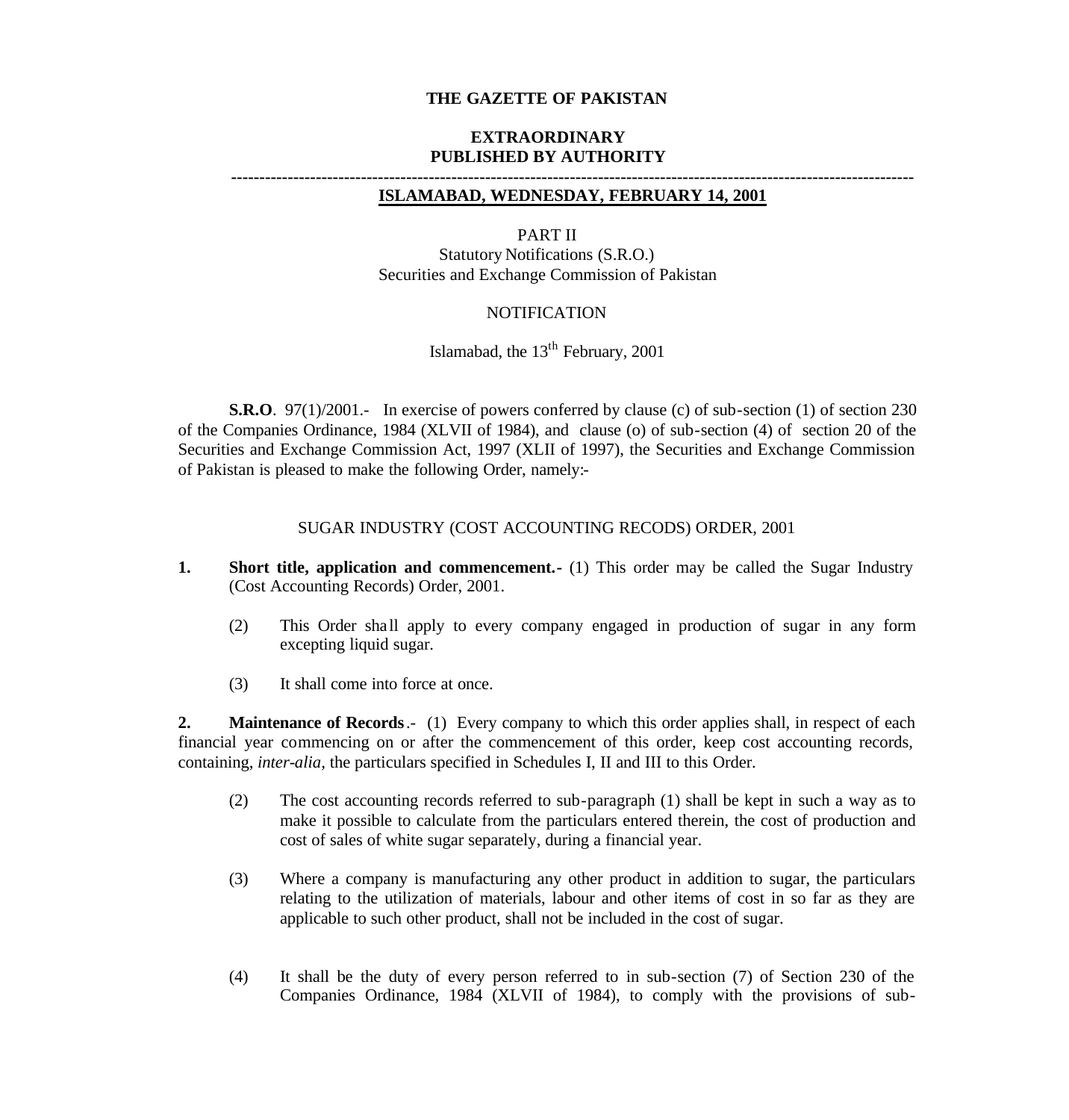# THE GAZETTE OF PAKISTAN

## EXTRAORDINARY
## PUBLISHED BY AUTHORITY

---

**ISLAMABAD, WEDNESDAY, FEBRUARY 14, 2001**

PART II
Statutory Notifications (S.R.O.)
Securities and Exchange Commission of Pakistan

NOTIFICATION

Islamabad, the 13th February, 2001

**S.R.O**. 97(1)/2001.- In exercise of powers conferred by clause (c) of sub-section (1) of section 230 of the Companies Ordinance, 1984 (XLVII of 1984), and clause (o) of sub-section (4) of section 20 of the Securities and Exchange Commission Act, 1997 (XLII of 1997), the Securities and Exchange Commission of Pakistan is pleased to make the following Order, namely:-

SUGAR INDUSTRY (COST ACCOUNTING RECODS) ORDER, 2001

**1. Short title, application and commencement.-** (1) This order may be called the Sugar Industry (Cost Accounting Records) Order, 2001.

(2) This Order shall apply to every company engaged in production of sugar in any form excepting liquid sugar.

(3) It shall come into force at once.

**2. Maintenance of Records**.- (1) Every company to which this order applies shall, in respect of each financial year commencing on or after the commencement of this order, keep cost accounting records, containing, *inter-alia*, the particulars specified in Schedules I, II and III to this Order.

(2) The cost accounting records referred to sub-paragraph (1) shall be kept in such a way as to make it possible to calculate from the particulars entered therein, the cost of production and cost of sales of white sugar separately, during a financial year.

(3) Where a company is manufacturing any other product in addition to sugar, the particulars relating to the utilization of materials, labour and other items of cost in so far as they are applicable to such other product, shall not be included in the cost of sugar.

(4) It shall be the duty of every person referred to in sub-section (7) of Section 230 of the Companies Ordinance, 1984 (XLVII of 1984), to comply with the provisions of sub-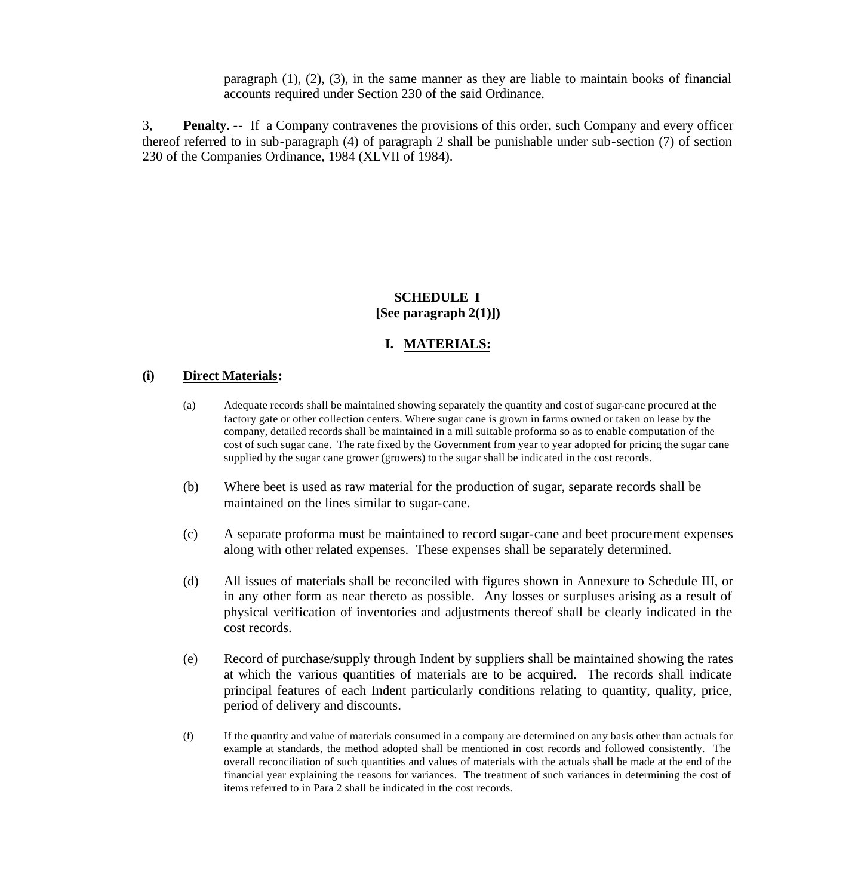paragraph (1), (2), (3), in the same manner as they are liable to maintain books of financial accounts required under Section 230 of the said Ordinance.

3, **Penalty**. -- If a Company contravenes the provisions of this order, such Company and every officer thereof referred to in sub-paragraph (4) of paragraph 2 shall be punishable under sub-section (7) of section 230 of the Companies Ordinance, 1984 (XLVII of 1984).

## SCHEDULE I
## [See paragraph 2(1)])

### I. MATERIALS:

**(i) Direct Materials:**

(a) Adequate records shall be maintained showing separately the quantity and cost of sugar-cane procured at the factory gate or other collection centers. Where sugar cane is grown in farms owned or taken on lease by the company, detailed records shall be maintained in a mill suitable proforma so as to enable computation of the cost of such sugar cane. The rate fixed by the Government from year to year adopted for pricing the sugar cane supplied by the sugar cane grower (growers) to the sugar shall be indicated in the cost records.

(b) Where beet is used as raw material for the production of sugar, separate records shall be maintained on the lines similar to sugar-cane.

(c) A separate proforma must be maintained to record sugar-cane and beet procurement expenses along with other related expenses. These expenses shall be separately determined.

(d) All issues of materials shall be reconciled with figures shown in Annexure to Schedule III, or in any other form as near thereto as possible. Any losses or surpluses arising as a result of physical verification of inventories and adjustments thereof shall be clearly indicated in the cost records.

(e) Record of purchase/supply through Indent by suppliers shall be maintained showing the rates at which the various quantities of materials are to be acquired. The records shall indicate principal features of each Indent particularly conditions relating to quantity, quality, price, period of delivery and discounts.

(f) If the quantity and value of materials consumed in a company are determined on any basis other than actuals for example at standards, the method adopted shall be mentioned in cost records and followed consistently. The overall reconciliation of such quantities and values of materials with the actuals shall be made at the end of the financial year explaining the reasons for variances. The treatment of such variances in determining the cost of items referred to in Para 2 shall be indicated in the cost records.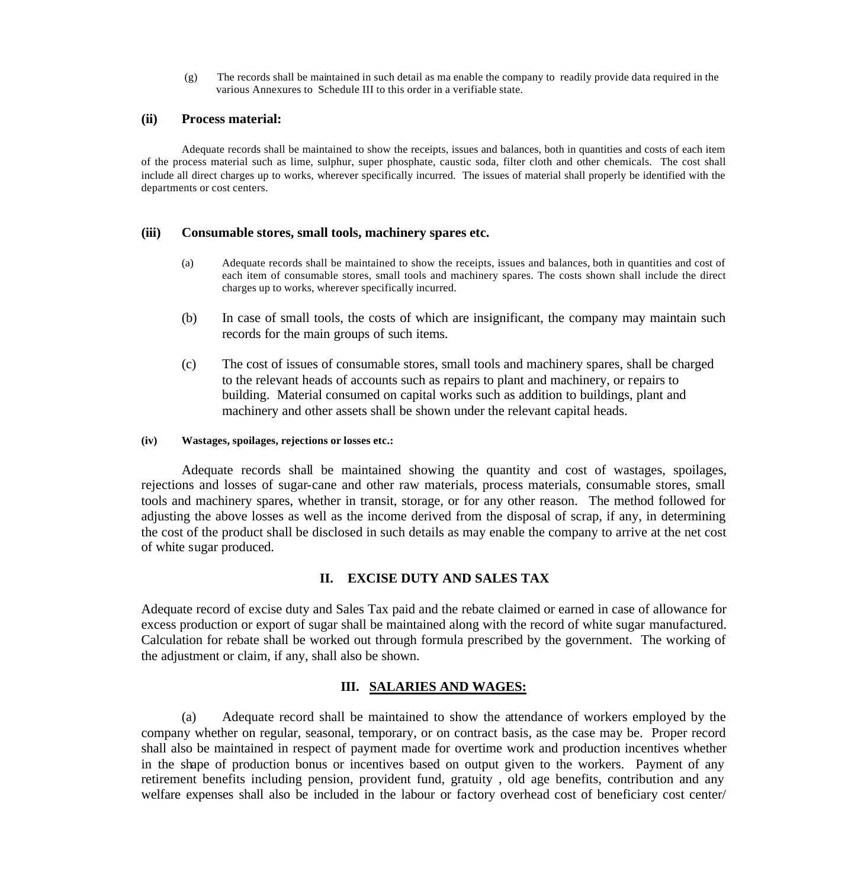(g) The records shall be maintained in such detail as ma enable the company to readily provide data required in the various Annexures to Schedule III to this order in a verifiable state.

### (ii) Process material:

Adequate records shall be maintained to show the receipts, issues and balances, both in quantities and costs of each item of the process material such as lime, sulphur, super phosphate, caustic soda, filter cloth and other chemicals. The cost shall include all direct charges up to works, wherever specifically incurred. The issues of material shall properly be identified with the departments or cost centers.

### (iii) Consumable stores, small tools, machinery spares etc.

(a) Adequate records shall be maintained to show the receipts, issues and balances, both in quantities and cost of each item of consumable stores, small tools and machinery spares. The costs shown shall include the direct charges up to works, wherever specifically incurred.

(b) In case of small tools, the costs of which are insignificant, the company may maintain such records for the main groups of such items.

(c) The cost of issues of consumable stores, small tools and machinery spares, shall be charged to the relevant heads of accounts such as repairs to plant and machinery, or repairs to building. Material consumed on capital works such as addition to buildings, plant and machinery and other assets shall be shown under the relevant capital heads.

#### (iv) Wastages, spoilages, rejections or losses etc.:

Adequate records shall be maintained showing the quantity and cost of wastages, spoilages, rejections and losses of sugar-cane and other raw materials, process materials, consumable stores, small tools and machinery spares, whether in transit, storage, or for any other reason. The method followed for adjusting the above losses as well as the income derived from the disposal of scrap, if any, in determining the cost of the product shall be disclosed in such details as may enable the company to arrive at the net cost of white sugar produced.

## II. EXCISE DUTY AND SALES TAX

Adequate record of excise duty and Sales Tax paid and the rebate claimed or earned in case of allowance for excess production or export of sugar shall be maintained along with the record of white sugar manufactured. Calculation for rebate shall be worked out through formula prescribed by the government. The working of the adjustment or claim, if any, shall also be shown.

## III. SALARIES AND WAGES:

(a) Adequate record shall be maintained to show the attendance of workers employed by the company whether on regular, seasonal, temporary, or on contract basis, as the case may be. Proper record shall also be maintained in respect of payment made for overtime work and production incentives whether in the shape of production bonus or incentives based on output given to the workers. Payment of any retirement benefits including pension, provident fund, gratuity , old age benefits, contribution and any welfare expenses shall also be included in the labour or factory overhead cost of beneficiary cost center/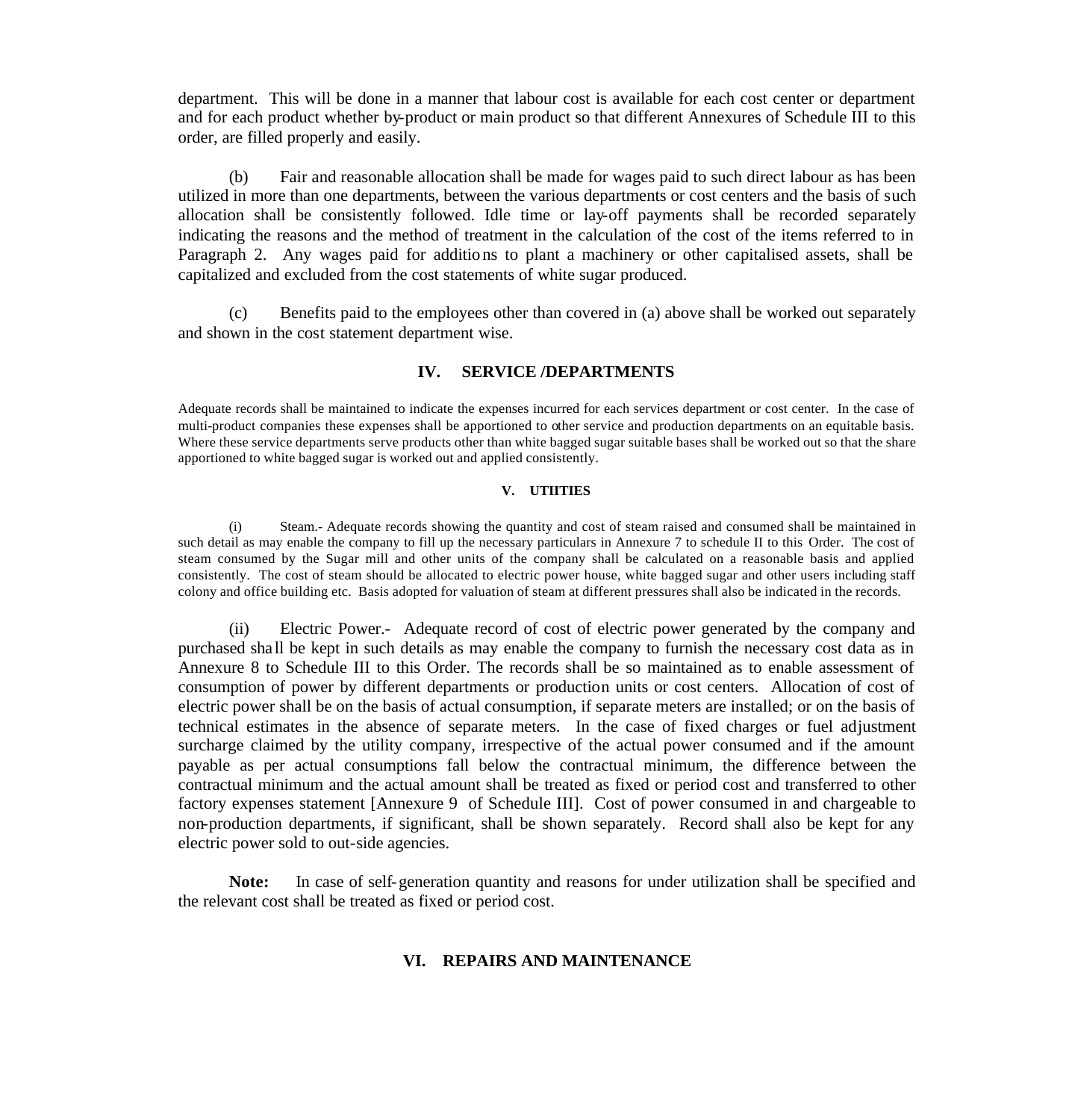department. This will be done in a manner that labour cost is available for each cost center or department and for each product whether by-product or main product so that different Annexures of Schedule III to this order, are filled properly and easily.

(b) Fair and reasonable allocation shall be made for wages paid to such direct labour as has been utilized in more than one departments, between the various departments or cost centers and the basis of such allocation shall be consistently followed. Idle time or lay-off payments shall be recorded separately indicating the reasons and the method of treatment in the calculation of the cost of the items referred to in Paragraph 2. Any wages paid for additions to plant a machinery or other capitalised assets, shall be capitalized and excluded from the cost statements of white sugar produced.

(c) Benefits paid to the employees other than covered in (a) above shall be worked out separately and shown in the cost statement department wise.

## IV. SERVICE /DEPARTMENTS

Adequate records shall be maintained to indicate the expenses incurred for each services department or cost center. In the case of multi-product companies these expenses shall be apportioned to other service and production departments on an equitable basis. Where these service departments serve products other than white bagged sugar suitable bases shall be worked out so that the share apportioned to white bagged sugar is worked out and applied consistently.

## V. UTIITIES

(i) Steam.- Adequate records showing the quantity and cost of steam raised and consumed shall be maintained in such detail as may enable the company to fill up the necessary particulars in Annexure 7 to schedule II to this Order. The cost of steam consumed by the Sugar mill and other units of the company shall be calculated on a reasonable basis and applied consistently. The cost of steam should be allocated to electric power house, white bagged sugar and other users including staff colony and office building etc. Basis adopted for valuation of steam at different pressures shall also be indicated in the records.

(ii) Electric Power.- Adequate record of cost of electric power generated by the company and purchased shall be kept in such details as may enable the company to furnish the necessary cost data as in Annexure 8 to Schedule III to this Order. The records shall be so maintained as to enable assessment of consumption of power by different departments or production units or cost centers. Allocation of cost of electric power shall be on the basis of actual consumption, if separate meters are installed; or on the basis of technical estimates in the absence of separate meters. In the case of fixed charges or fuel adjustment surcharge claimed by the utility company, irrespective of the actual power consumed and if the amount payable as per actual consumptions fall below the contractual minimum, the difference between the contractual minimum and the actual amount shall be treated as fixed or period cost and transferred to other factory expenses statement [Annexure 9 of Schedule III]. Cost of power consumed in and chargeable to non-production departments, if significant, shall be shown separately. Record shall also be kept for any electric power sold to out-side agencies.

**Note:** In case of self-generation quantity and reasons for under utilization shall be specified and the relevant cost shall be treated as fixed or period cost.

## VI. REPAIRS AND MAINTENANCE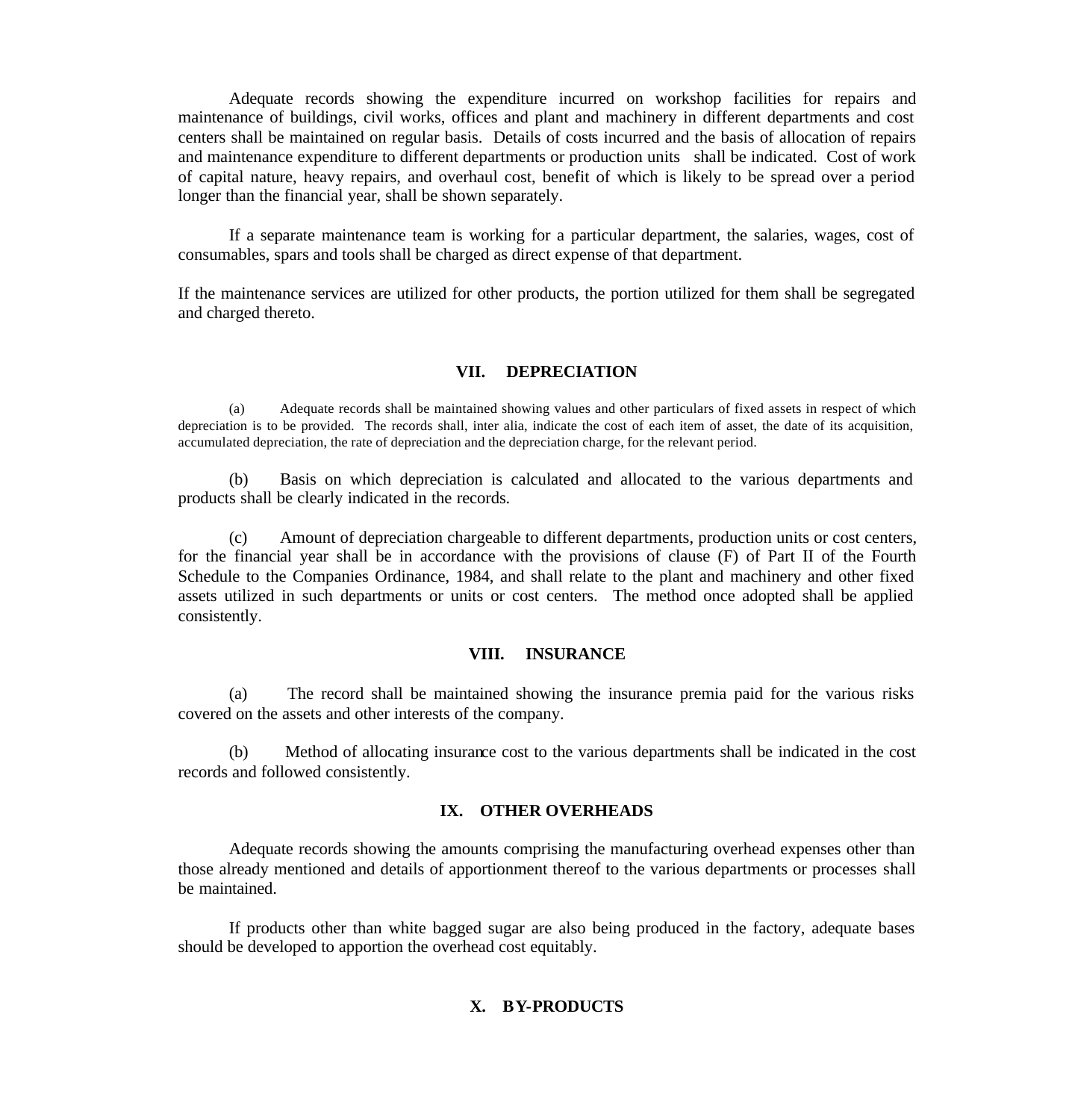Adequate records showing the expenditure incurred on workshop facilities for repairs and maintenance of buildings, civil works, offices and plant and machinery in different departments and cost centers shall be maintained on regular basis. Details of costs incurred and the basis of allocation of repairs and maintenance expenditure to different departments or production units shall be indicated. Cost of work of capital nature, heavy repairs, and overhaul cost, benefit of which is likely to be spread over a period longer than the financial year, shall be shown separately.

If a separate maintenance team is working for a particular department, the salaries, wages, cost of consumables, spars and tools shall be charged as direct expense of that department.

If the maintenance services are utilized for other products, the portion utilized for them shall be segregated and charged thereto.

## VII. DEPRECIATION

(a) Adequate records shall be maintained showing values and other particulars of fixed assets in respect of which depreciation is to be provided. The records shall, inter alia, indicate the cost of each item of asset, the date of its acquisition, accumulated depreciation, the rate of depreciation and the depreciation charge, for the relevant period.

(b) Basis on which depreciation is calculated and allocated to the various departments and products shall be clearly indicated in the records.

(c) Amount of depreciation chargeable to different departments, production units or cost centers, for the financial year shall be in accordance with the provisions of clause (F) of Part II of the Fourth Schedule to the Companies Ordinance, 1984, and shall relate to the plant and machinery and other fixed assets utilized in such departments or units or cost centers. The method once adopted shall be applied consistently.

## VIII. INSURANCE

(a) The record shall be maintained showing the insurance premia paid for the various risks covered on the assets and other interests of the company.

(b) Method of allocating insurance cost to the various departments shall be indicated in the cost records and followed consistently.

## IX. OTHER OVERHEADS

Adequate records showing the amounts comprising the manufacturing overhead expenses other than those already mentioned and details of apportionment thereof to the various departments or processes shall be maintained.

If products other than white bagged sugar are also being produced in the factory, adequate bases should be developed to apportion the overhead cost equitably.

## X. BY-PRODUCTS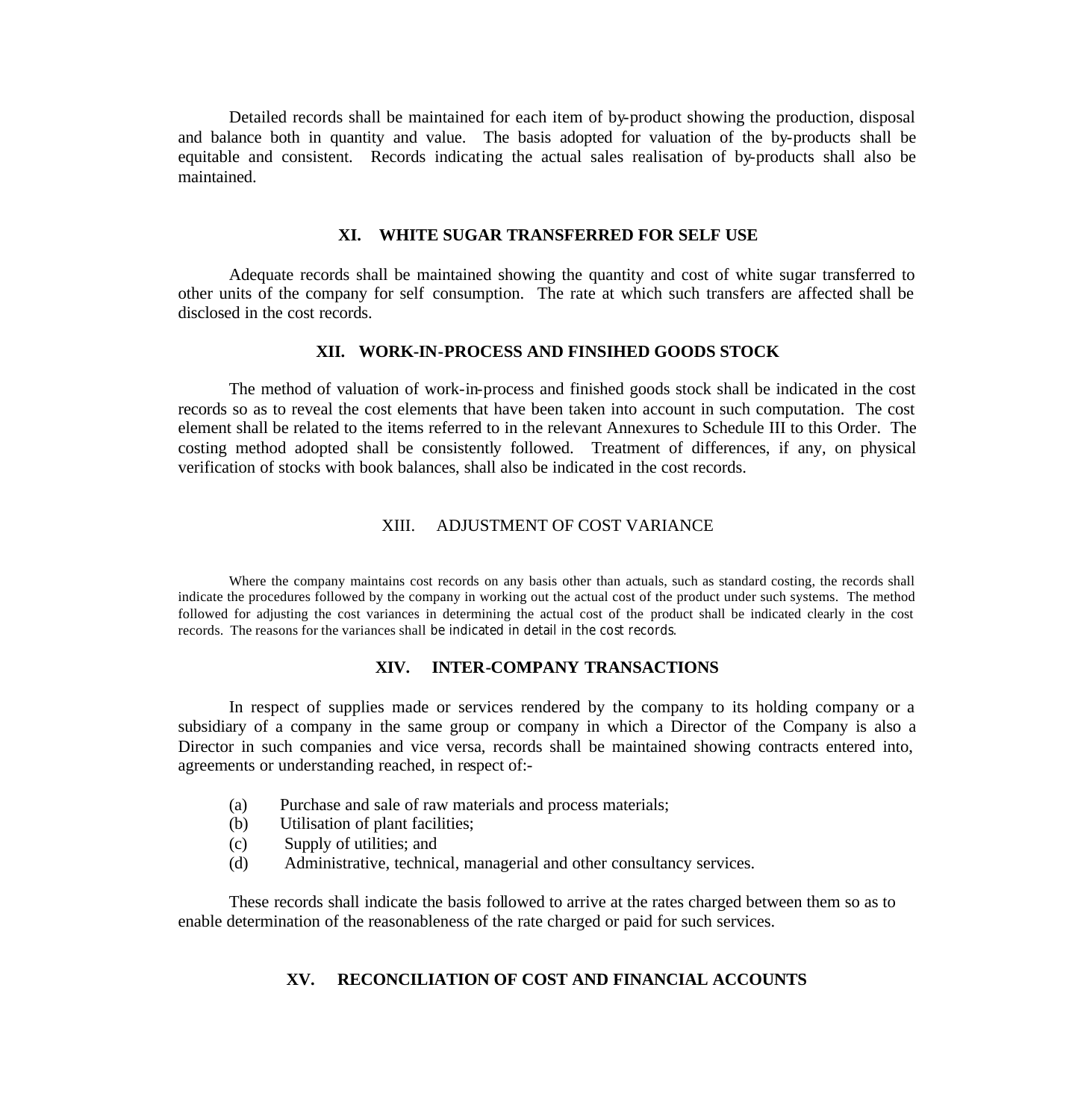Detailed records shall be maintained for each item of by-product showing the production, disposal and balance both in quantity and value. The basis adopted for valuation of the by-products shall be equitable and consistent. Records indicating the actual sales realisation of by-products shall also be maintained.

### XI. WHITE SUGAR TRANSFERRED FOR SELF USE

Adequate records shall be maintained showing the quantity and cost of white sugar transferred to other units of the company for self consumption. The rate at which such transfers are affected shall be disclosed in the cost records.

### XII. WORK-IN-PROCESS AND FINSIHED GOODS STOCK

The method of valuation of work-in-process and finished goods stock shall be indicated in the cost records so as to reveal the cost elements that have been taken into account in such computation. The cost element shall be related to the items referred to in the relevant Annexures to Schedule III to this Order. The costing method adopted shall be consistently followed. Treatment of differences, if any, on physical verification of stocks with book balances, shall also be indicated in the cost records.

### XIII. ADJUSTMENT OF COST VARIANCE

Where the company maintains cost records on any basis other than actuals, such as standard costing, the records shall indicate the procedures followed by the company in working out the actual cost of the product under such systems. The method followed for adjusting the cost variances in determining the actual cost of the product shall be indicated clearly in the cost records. The reasons for the variances shall be indicated in detail in the cost records.

### XIV. INTER-COMPANY TRANSACTIONS

In respect of supplies made or services rendered by the company to its holding company or a subsidiary of a company in the same group or company in which a Director of the Company is also a Director in such companies and vice versa, records shall be maintained showing contracts entered into, agreements or understanding reached, in respect of:-

(a) Purchase and sale of raw materials and process materials;
(b) Utilisation of plant facilities;
(c) Supply of utilities; and
(d) Administrative, technical, managerial and other consultancy services.

These records shall indicate the basis followed to arrive at the rates charged between them so as to enable determination of the reasonableness of the rate charged or paid for such services.

### XV. RECONCILIATION OF COST AND FINANCIAL ACCOUNTS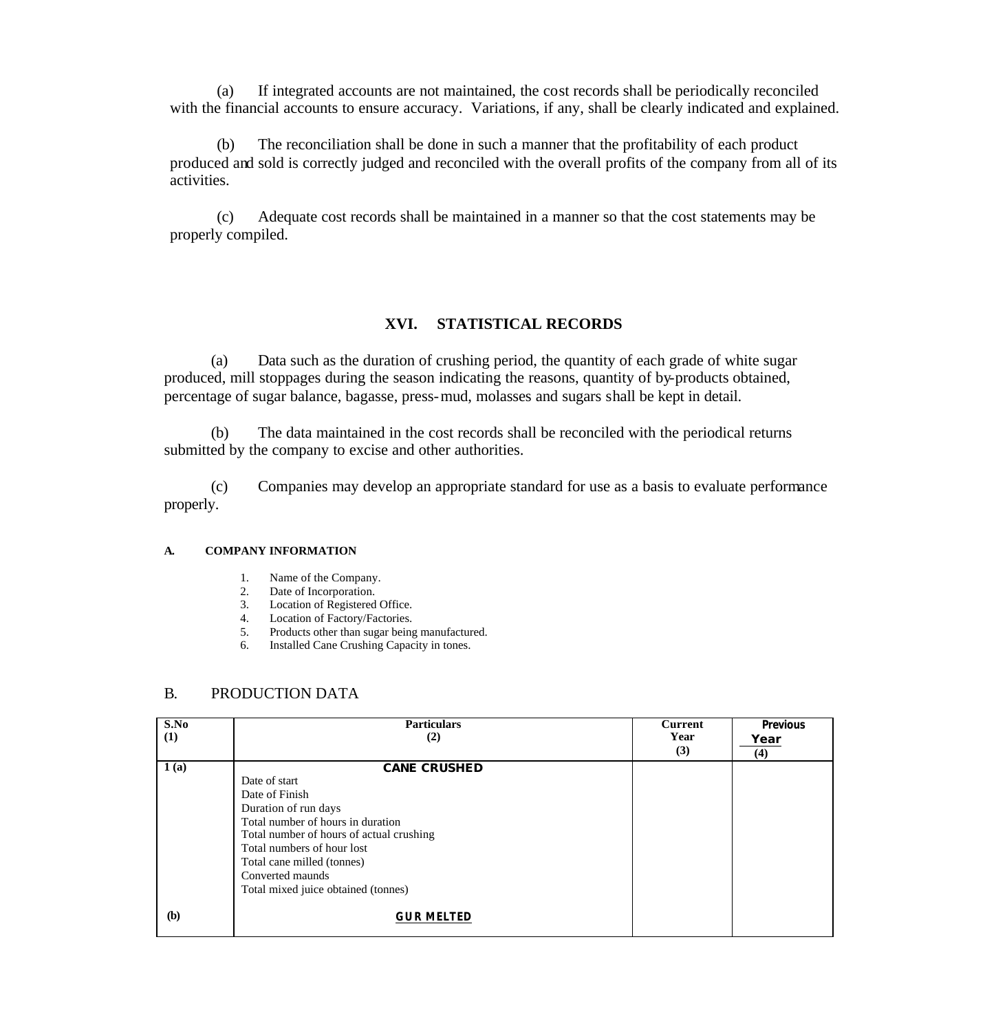(a) If integrated accounts are not maintained, the cost records shall be periodically reconciled with the financial accounts to ensure accuracy. Variations, if any, shall be clearly indicated and explained.

(b) The reconciliation shall be done in such a manner that the profitability of each product produced and sold is correctly judged and reconciled with the overall profits of the company from all of its activities.

(c) Adequate cost records shall be maintained in a manner so that the cost statements may be properly compiled.

## XVI. STATISTICAL RECORDS

(a) Data such as the duration of crushing period, the quantity of each grade of white sugar produced, mill stoppages during the season indicating the reasons, quantity of by-products obtained, percentage of sugar balance, bagasse, press-mud, molasses and sugars shall be kept in detail.

(b) The data maintained in the cost records shall be reconciled with the periodical returns submitted by the company to excise and other authorities.

(c) Companies may develop an appropriate standard for use as a basis to evaluate performance properly.

**A. COMPANY INFORMATION**

1. Name of the Company.
2. Date of Incorporation.
3. Location of Registered Office.
4. Location of Factory/Factories.
5. Products other than sugar being manufactured.
6. Installed Cane Crushing Capacity in tones.

### B. PRODUCTION DATA

| S.No (1) | Particulars (2) | Current Year (3) | Previous Year (4) |
|---|---|---|---|
| 1 (a) | **CANE CRUSHED** | | |
| | Date of start | | |
| | Date of Finish | | |
| | Duration of run days | | |
| | Total number of hours in duration | | |
| | Total number of hours of actual crushing | | |
| | Total numbers of hour lost | | |
| | Total cane milled (tonnes) | | |
| | Converted maunds | | |
| | Total mixed juice obtained (tonnes) | | |
| (b) | **GUR MELTED** | | |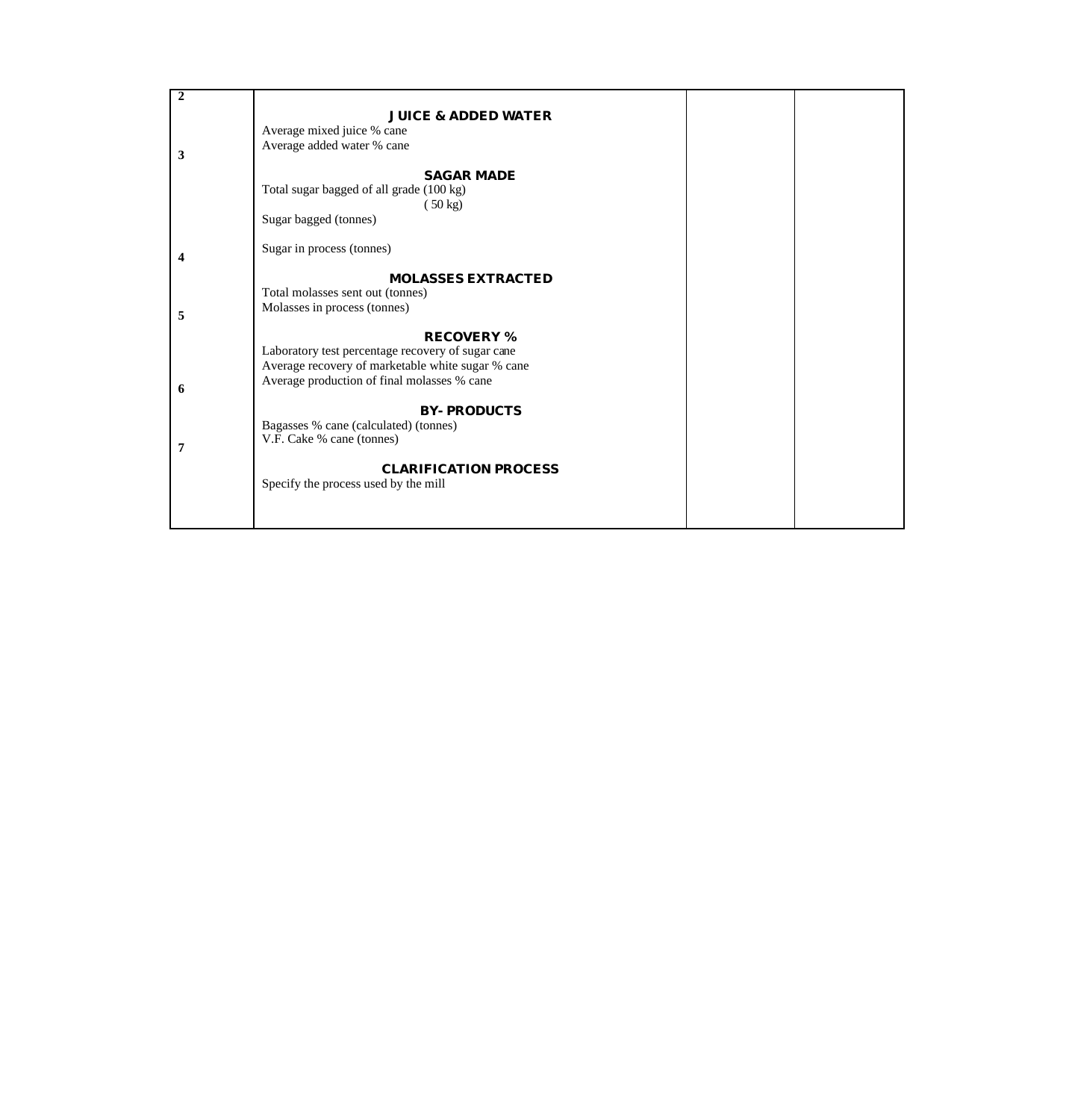| | | | |
|---|---|---|---|
| 2 | **JUICE & ADDED WATER** | | |
| | Average mixed juice % cane | | |
| | Average added water % cane | | |
| 3 | **SAGAR MADE** | | |
| | Total sugar bagged of all grade (100 kg) | | |
| | ( 50 kg) | | |
| | Sugar bagged (tonnes) | | |
| | Sugar in process (tonnes) | | |
| 4 | **MOLASSES EXTRACTED** | | |
| | Total molasses sent out (tonnes) | | |
| | Molasses in process (tonnes) | | |
| 5 | **RECOVERY %** | | |
| | Laboratory test percentage recovery of sugar cane | | |
| | Average recovery of marketable white sugar % cane | | |
| | Average production of final molasses % cane | | |
| 6 | **BY- PRODUCTS** | | |
| | Bagasses % cane (calculated) (tonnes) | | |
| | V.F. Cake % cane (tonnes) | | |
| 7 | **CLARIFICATION PROCESS** | | |
| | Specify the process used by the mill | | |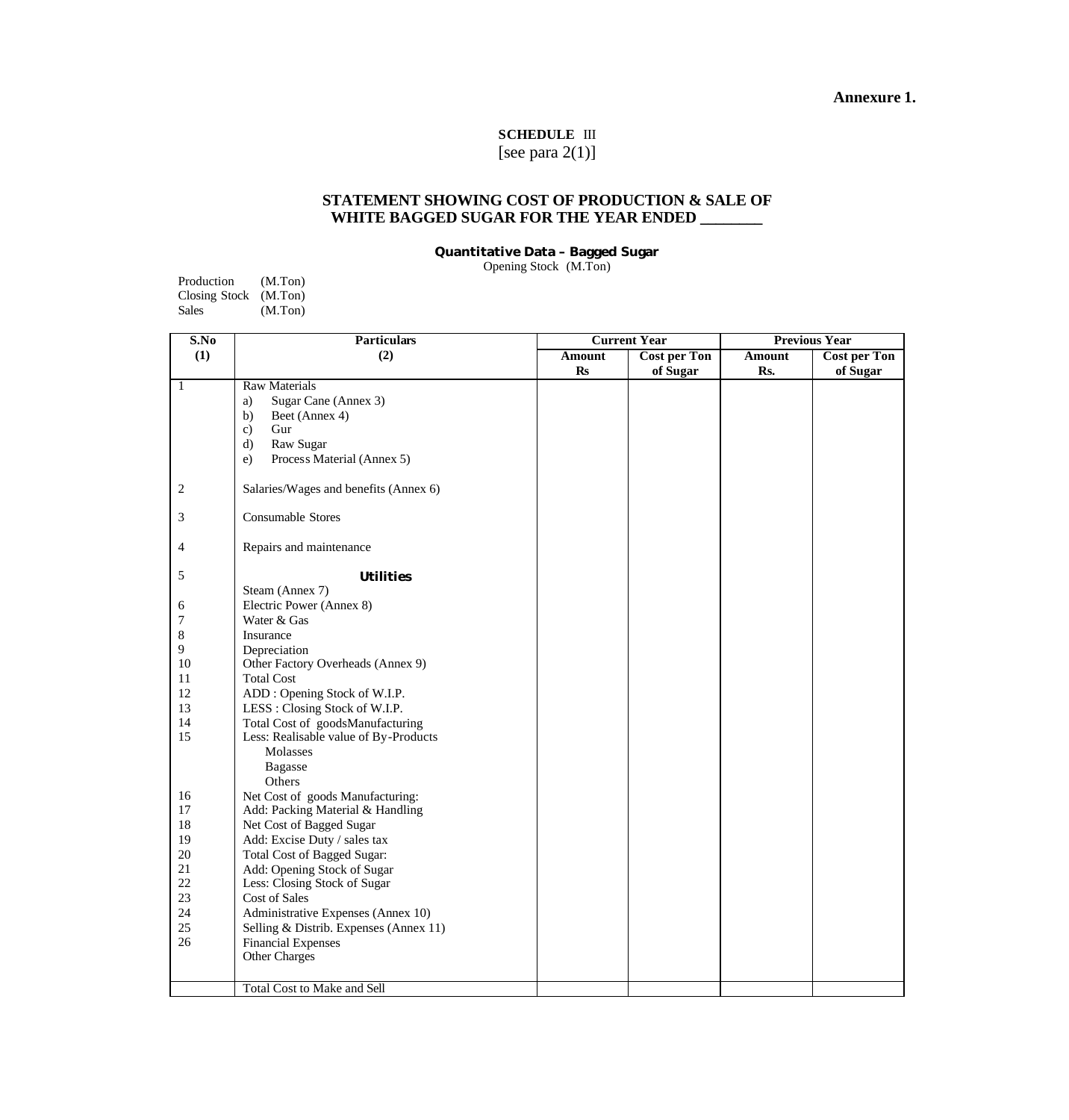**Annexure 1.**

**SCHEDULE** III
[see para 2(1)]

## STATEMENT SHOWING COST OF PRODUCTION & SALE OF WHITE BAGGED SUGAR FOR THE YEAR ENDED _______

### Quantitative Data – Bagged Sugar

Opening Stock (M.Ton)

Production (M.Ton)
Closing Stock (M.Ton)
Sales (M.Ton)

| S.No | Particulars | Current Year | | Previous Year | |
|---|---|---|---|---|---|
| (1) | (2) | Amount Rs | Cost per Ton of Sugar | Amount Rs. | Cost per Ton of Sugar |
| 1 | Raw Materials | | | | |
| | a) Sugar Cane (Annex 3) | | | | |
| | b) Beet (Annex 4) | | | | |
| | c) Gur | | | | |
| | d) Raw Sugar | | | | |
| | e) Process Material (Annex 5) | | | | |
| 2 | Salaries/Wages and benefits (Annex 6) | | | | |
| 3 | Consumable Stores | | | | |
| 4 | Repairs and maintenance | | | | |
| 5 | **Utilities** | | | | |
| | Steam (Annex 7) | | | | |
| 6 | Electric Power (Annex 8) | | | | |
| 7 | Water & Gas | | | | |
| 8 | Insurance | | | | |
| 9 | Depreciation | | | | |
| 10 | Other Factory Overheads (Annex 9) | | | | |
| 11 | Total Cost | | | | |
| 12 | ADD : Opening Stock of W.I.P. | | | | |
| 13 | LESS : Closing Stock of W.I.P. | | | | |
| 14 | Total Cost of goodsManufacturing | | | | |
| 15 | Less: Realisable value of By-Products | | | | |
| | Molasses | | | | |
| | Bagasse | | | | |
| | Others | | | | |
| 16 | Net Cost of goods Manufacturing: | | | | |
| 17 | Add: Packing Material & Handling | | | | |
| 18 | Net Cost of Bagged Sugar | | | | |
| 19 | Add: Excise Duty / sales tax | | | | |
| 20 | Total Cost of Bagged Sugar: | | | | |
| 21 | Add: Opening Stock of Sugar | | | | |
| 22 | Less: Closing Stock of Sugar | | | | |
| 23 | Cost of Sales | | | | |
| 24 | Administrative Expenses (Annex 10) | | | | |
| 25 | Selling & Distrib. Expenses (Annex 11) | | | | |
| 26 | Financial Expenses | | | | |
| | Other Charges | | | | |
| | Total Cost to Make and Sell | | | | |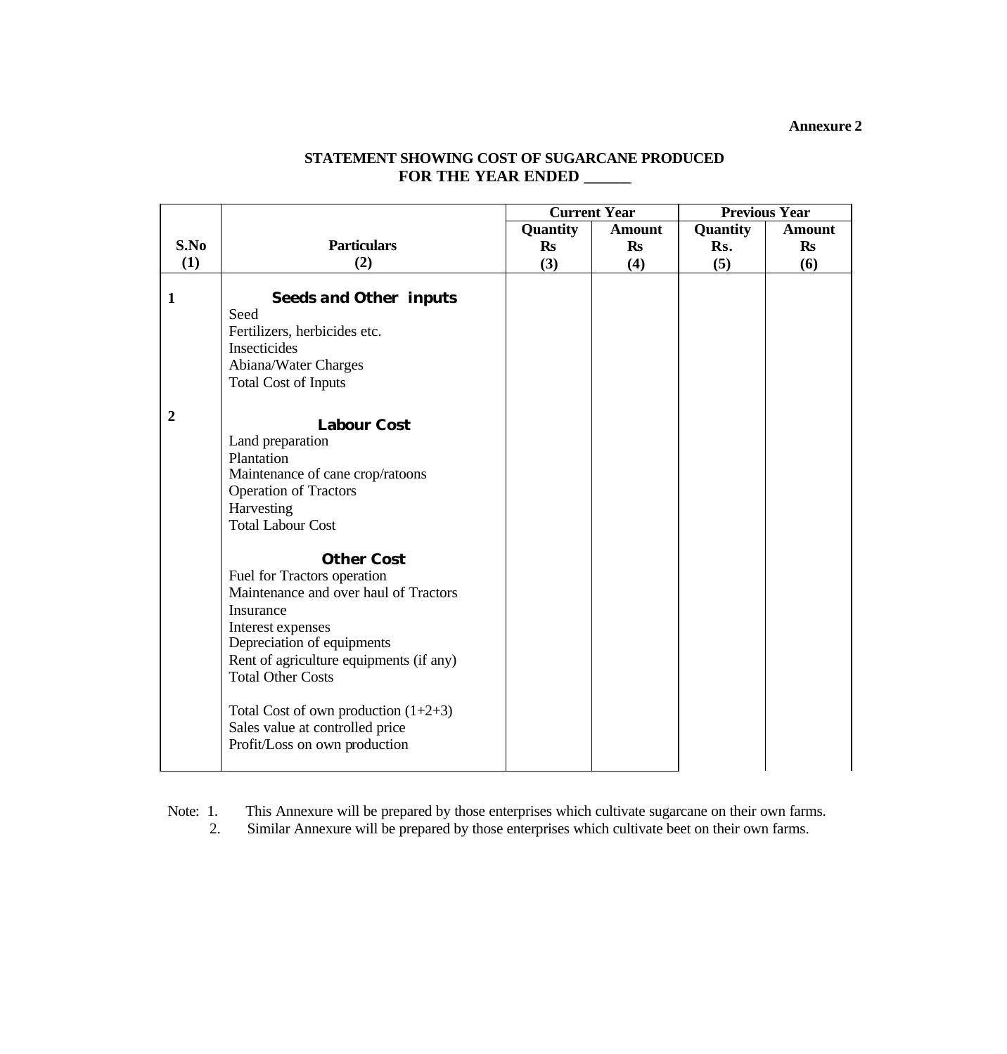**Annexure 2**

**STATEMENT SHOWING COST OF SUGARCANE PRODUCED**
**FOR THE YEAR ENDED ______**

| S.No (1) | Particulars (2) | Current Year | | Previous Year | |
|---|---|---|---|---|---|
| | | Quantity Rs (3) | Amount Rs (4) | Quantity Rs. (5) | Amount Rs (6) |
| 1 | **Seeds and Other inputs** | | | | |
| | Seed | | | | |
| | Fertilizers, herbicides etc. | | | | |
| | Insecticides | | | | |
| | Abiana/Water Charges | | | | |
| | Total Cost of Inputs | | | | |
| 2 | **Labour Cost** | | | | |
| | Land preparation | | | | |
| | Plantation | | | | |
| | Maintenance of cane crop/ratoons | | | | |
| | Operation of Tractors | | | | |
| | Harvesting | | | | |
| | Total Labour Cost | | | | |
| | **Other Cost** | | | | |
| | Fuel for Tractors operation | | | | |
| | Maintenance and over haul of Tractors | | | | |
| | Insurance | | | | |
| | Interest expenses | | | | |
| | Depreciation of equipments | | | | |
| | Rent of agriculture equipments (if any) | | | | |
| | Total Other Costs | | | | |
| | Total Cost of own production (1+2+3) | | | | |
| | Sales value at controlled price | | | | |
| | Profit/Loss on own production | | | | |

Note: 1. This Annexure will be prepared by those enterprises which cultivate sugarcane on their own farms.
2. Similar Annexure will be prepared by those enterprises which cultivate beet on their own farms.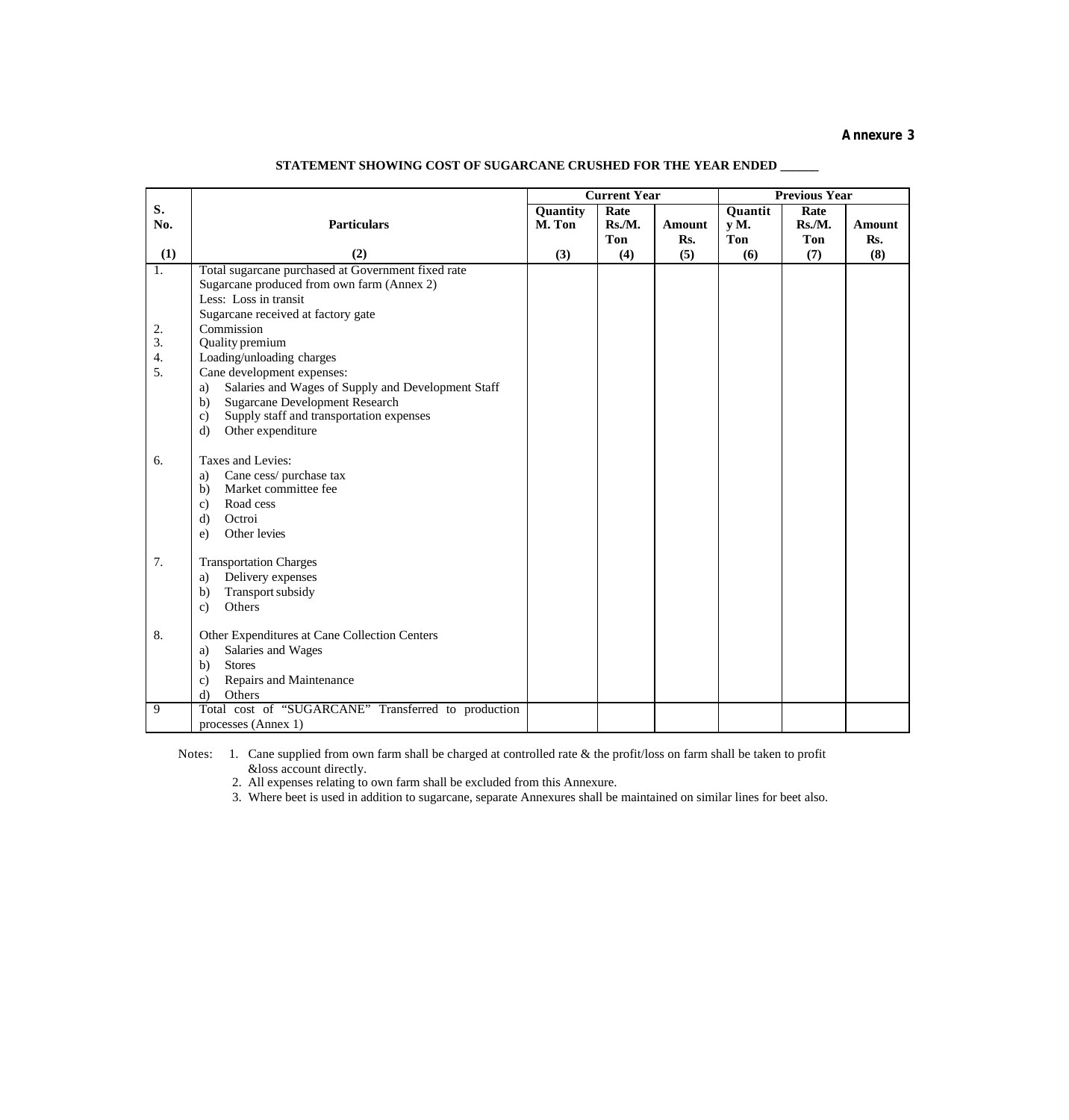**Annexure 3**

**STATEMENT SHOWING COST OF SUGARCANE CRUSHED FOR THE YEAR ENDED ______**

| S. No. | Particulars | Current Year | | | Previous Year | | |
|---|---|---|---|---|---|---|---|
| | | Quantity M. Ton | Rate Rs./M. Ton | Amount Rs. | Quantity M. Ton | Rate Rs./M. Ton | Amount Rs. |
| (1) | (2) | (3) | (4) | (5) | (6) | (7) | (8) |
| 1. | Total sugarcane purchased at Government fixed rate | | | | | | |
| | Sugarcane produced from own farm (Annex 2) | | | | | | |
| | Less: Loss in transit | | | | | | |
| | Sugarcane received at factory gate | | | | | | |
| 2. | Commission | | | | | | |
| 3. | Quality premium | | | | | | |
| 4. | Loading/unloading charges | | | | | | |
| 5. | Cane development expenses: | | | | | | |
| | a) Salaries and Wages of Supply and Development Staff | | | | | | |
| | b) Sugarcane Development Research | | | | | | |
| | c) Supply staff and transportation expenses | | | | | | |
| | d) Other expenditure | | | | | | |
| 6. | Taxes and Levies: | | | | | | |
| | a) Cane cess/ purchase tax | | | | | | |
| | b) Market committee fee | | | | | | |
| | c) Road cess | | | | | | |
| | d) Octroi | | | | | | |
| | e) Other levies | | | | | | |
| 7. | Transportation Charges | | | | | | |
| | a) Delivery expenses | | | | | | |
| | b) Transport subsidy | | | | | | |
| | c) Others | | | | | | |
| 8. | Other Expenditures at Cane Collection Centers | | | | | | |
| | a) Salaries and Wages | | | | | | |
| | b) Stores | | | | | | |
| | c) Repairs and Maintenance | | | | | | |
| | d) Others | | | | | | |
| 9 | Total cost of "SUGARCANE" Transferred to production processes (Annex 1) | | | | | | |

Notes:
1. Cane supplied from own farm shall be charged at controlled rate & the profit/loss on farm shall be taken to profit &loss account directly.
2. All expenses relating to own farm shall be excluded from this Annexure.
3. Where beet is used in addition to sugarcane, separate Annexures shall be maintained on similar lines for beet also.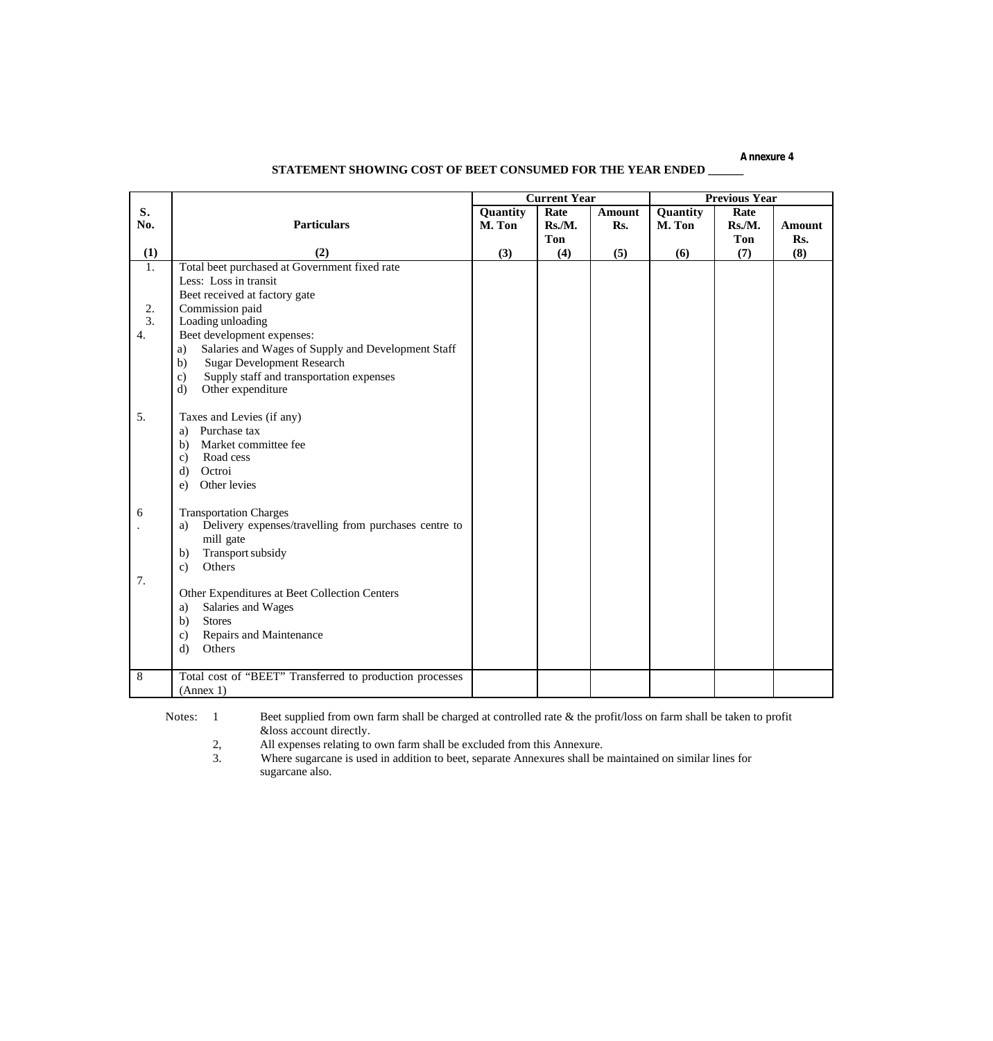Annexure 4

**STATEMENT SHOWING COST OF BEET CONSUMED FOR THE YEAR ENDED ______**

| S. No. | Particulars | Current Year | | | Previous Year | | |
|---|---|---|---|---|---|---|---|
| | | Quantity M. Ton | Rate Rs./M. Ton | Amount Rs. | Quantity M. Ton | Rate Rs./M. Ton | Amount Rs. |
| (1) | (2) | (3) | (4) | (5) | (6) | (7) | (8) |
| 1. | Total beet purchased at Government fixed rate | | | | | | |
| | Less: Loss in transit | | | | | | |
| | Beet received at factory gate | | | | | | |
| 2. | Commission paid | | | | | | |
| 3. | Loading unloading | | | | | | |
| 4. | Beet development expenses: | | | | | | |
| | a) Salaries and Wages of Supply and Development Staff | | | | | | |
| | b) Sugar Development Research | | | | | | |
| | c) Supply staff and transportation expenses | | | | | | |
| | d) Other expenditure | | | | | | |
| 5. | Taxes and Levies (if any) | | | | | | |
| | a) Purchase tax | | | | | | |
| | b) Market committee fee | | | | | | |
| | c) Road cess | | | | | | |
| | d) Octroi | | | | | | |
| | e) Other levies | | | | | | |
| 6. | Transportation Charges | | | | | | |
| | a) Delivery expenses/travelling from purchases centre to mill gate | | | | | | |
| | b) Transport subsidy | | | | | | |
| | c) Others | | | | | | |
| 7. | Other Expenditures at Beet Collection Centers | | | | | | |
| | a) Salaries and Wages | | | | | | |
| | b) Stores | | | | | | |
| | c) Repairs and Maintenance | | | | | | |
| | d) Others | | | | | | |
| 8 | Total cost of "BEET" Transferred to production processes (Annex 1) | | | | | | |

Notes:

1. Beet supplied from own farm shall be charged at controlled rate & the profit/loss on farm shall be taken to profit &loss account directly.
2. All expenses relating to own farm shall be excluded from this Annexure.
3. Where sugarcane is used in addition to beet, separate Annexures shall be maintained on similar lines for sugarcane also.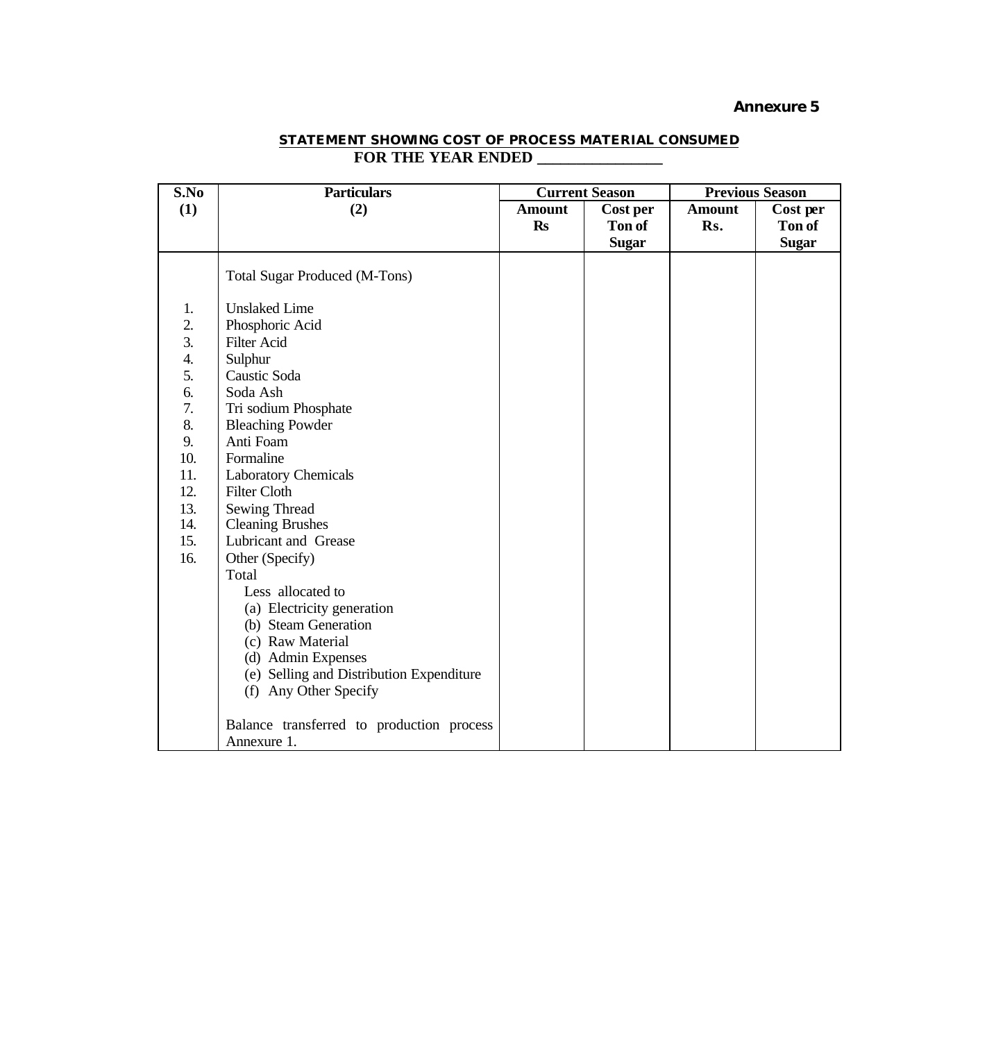**Annexure 5**

**STATEMENT SHOWING COST OF PROCESS MATERIAL CONSUMED**
**FOR THE YEAR ENDED _______________**

| S.No | Particulars | Current Season | | Previous Season | |
|---|---|---|---|---|---|
| (1) | (2) | Amount Rs | Cost per Ton of Sugar | Amount Rs. | Cost per Ton of Sugar |
| | Total Sugar Produced (M-Tons) | | | | |
| 1. | Unslaked Lime | | | | |
| 2. | Phosphoric Acid | | | | |
| 3. | Filter Acid | | | | |
| 4. | Sulphur | | | | |
| 5. | Caustic Soda | | | | |
| 6. | Soda Ash | | | | |
| 7. | Tri sodium Phosphate | | | | |
| 8. | Bleaching Powder | | | | |
| 9. | Anti Foam | | | | |
| 10. | Formaline | | | | |
| 11. | Laboratory Chemicals | | | | |
| 12. | Filter Cloth | | | | |
| 13. | Sewing Thread | | | | |
| 14. | Cleaning Brushes | | | | |
| 15. | Lubricant and Grease | | | | |
| 16. | Other (Specify) | | | | |
| | Total | | | | |
| | Less allocated to | | | | |
| | (a) Electricity generation | | | | |
| | (b) Steam Generation | | | | |
| | (c) Raw Material | | | | |
| | (d) Admin Expenses | | | | |
| | (e) Selling and Distribution Expenditure | | | | |
| | (f) Any Other Specify | | | | |
| | Balance transferred to production process Annexure 1. | | | | |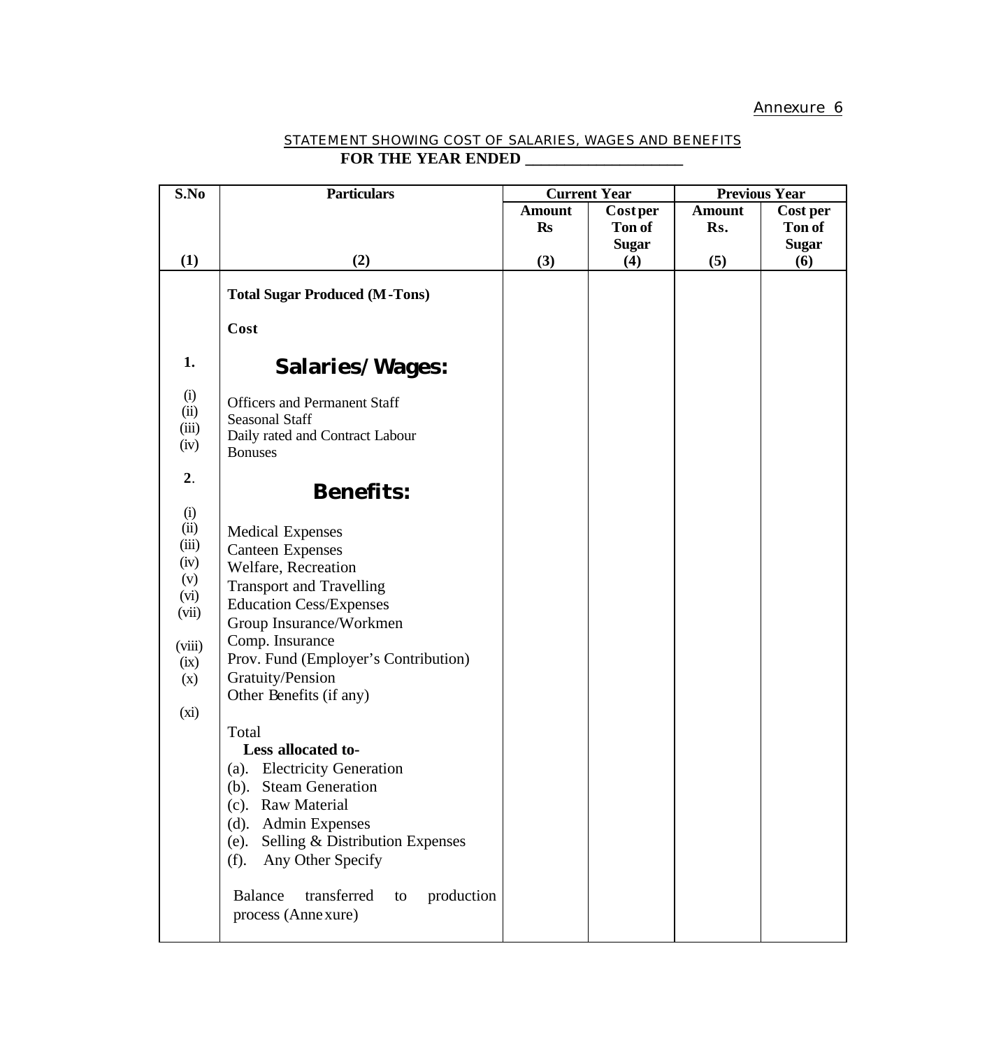Annexure 6

## STATEMENT SHOWING COST OF SALARIES, WAGES AND BENEFITS
**FOR THE YEAR ENDED ____________________**

| S.No | Particulars | Current Year | | Previous Year | |
|---|---|---|---|---|---|
| | | Amount Rs | Cost per Ton of Sugar | Amount Rs. | Cost per Ton of Sugar |
| (1) | (2) | (3) | (4) | (5) | (6) |
| | **Total Sugar Produced (M-Tons)** | | | | |
| | **Cost** | | | | |
| **1.** | **Salaries/Wages:** | | | | |
| (i) | Officers and Permanent Staff | | | | |
| (ii) | Seasonal Staff | | | | |
| (iii) | Daily rated and Contract Labour | | | | |
| (iv) | Bonuses | | | | |
| **2.** | **Benefits:** | | | | |
| (i) | Medical Expenses | | | | |
| (ii) | Canteen Expenses | | | | |
| (iii) | Welfare, Recreation | | | | |
| (iv) | Transport and Travelling | | | | |
| (v) | Education Cess/Expenses | | | | |
| (vi) | Group Insurance/Workmen Comp. Insurance | | | | |
| (vii) | Prov. Fund (Employer's Contribution) | | | | |
| (viii) | Gratuity/Pension | | | | |
| (ix) | Other Benefits (if any) | | | | |
| (x) | | | | | |
| (xi) | Total | | | | |
| | **Less allocated to-** | | | | |
| | (a). Electricity Generation | | | | |
| | (b). Steam Generation | | | | |
| | (c). Raw Material | | | | |
| | (d). Admin Expenses | | | | |
| | (e). Selling & Distribution Expenses | | | | |
| | (f). Any Other Specify | | | | |
| | Balance transferred to production process (Annexure) | | | | |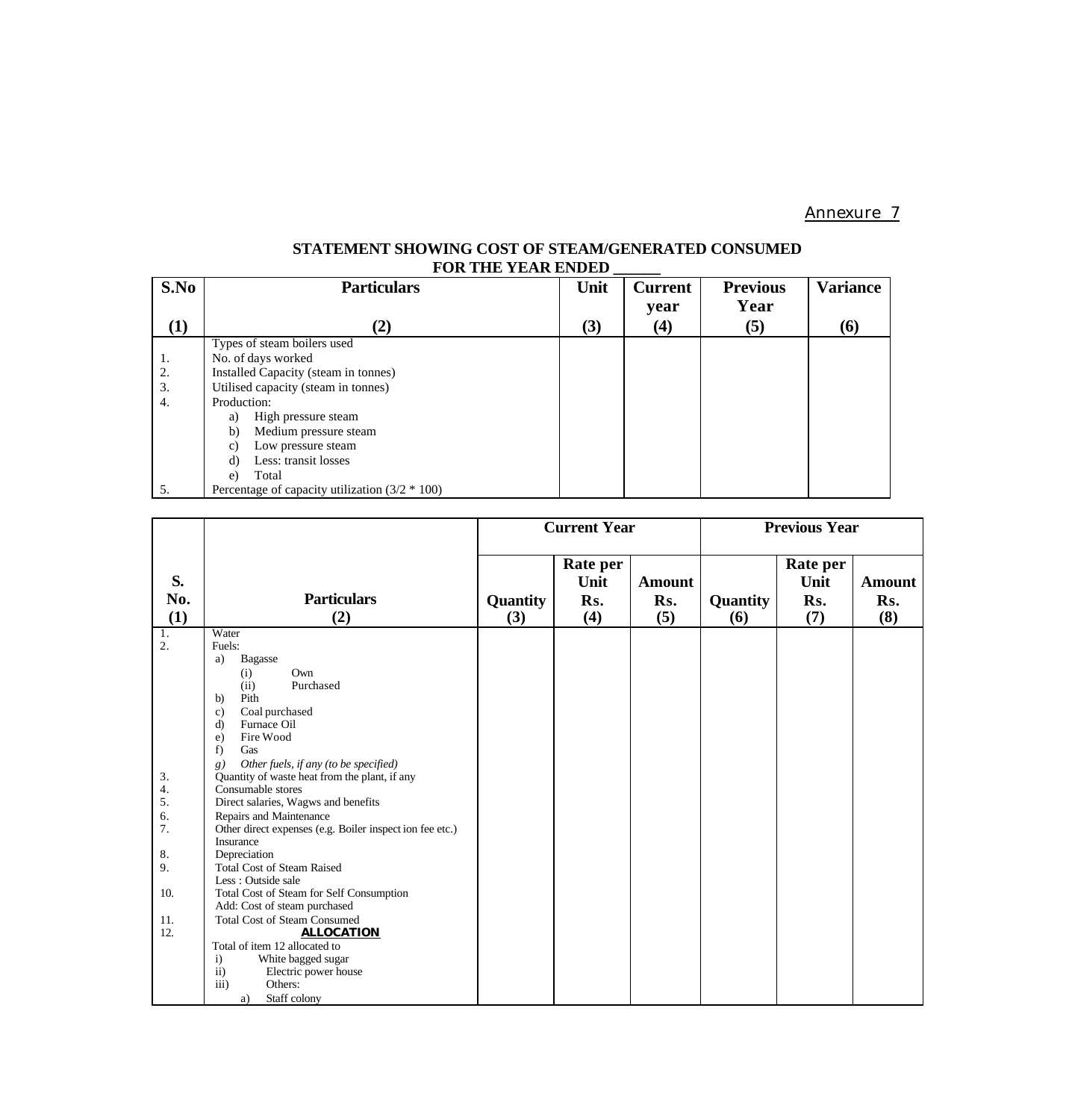Annexure 7

**STATEMENT SHOWING COST OF STEAM/GENERATED CONSUMED FOR THE YEAR ENDED ______**

| S.No (1) | Particulars (2) | Unit (3) | Current year (4) | Previous Year (5) | Variance (6) |
|---|---|---|---|---|---|
| | Types of steam boilers used | | | | |
| 1. | No. of days worked | | | | |
| 2. | Installed Capacity (steam in tonnes) | | | | |
| 3. | Utilised capacity (steam in tonnes) | | | | |
| 4. | Production: | | | | |
| | a) High pressure steam | | | | |
| | b) Medium pressure steam | | | | |
| | c) Low pressure steam | | | | |
| | d) Less: transit losses | | | | |
| | e) Total | | | | |
| 5. | Percentage of capacity utilization (3/2 * 100) | | | | |

| S. No. (1) | Particulars (2) | Current Year | | | Previous Year | | |
|---|---|---|---|---|---|---|---|
| | | Quantity (3) | Rate per Unit Rs. (4) | Amount Rs. (5) | Quantity (6) | Rate per Unit Rs. (7) | Amount Rs. (8) |
| 1. | Water | | | | | | |
| 2. | Fuels: | | | | | | |
| | a) Bagasse | | | | | | |
| | (i) Own | | | | | | |
| | (ii) Purchased | | | | | | |
| | b) Pith | | | | | | |
| | c) Coal purchased | | | | | | |
| | d) Furnace Oil | | | | | | |
| | e) Fire Wood | | | | | | |
| | f) Gas | | | | | | |
| | *g) Other fuels, if any (to be specified)* | | | | | | |
| 3. | Quantity of waste heat from the plant, if any | | | | | | |
| 4. | Consumable stores | | | | | | |
| 5. | Direct salaries, Wagws and benefits | | | | | | |
| 6. | Repairs and Maintenance | | | | | | |
| 7. | Other direct expenses (e.g. Boiler inspect ion fee etc.) | | | | | | |
| | Insurance | | | | | | |
| 8. | Depreciation | | | | | | |
| 9. | Total Cost of Steam Raised | | | | | | |
| | Less : Outside sale | | | | | | |
| 10. | Total Cost of Steam for Self Consumption | | | | | | |
| | Add: Cost of steam purchased | | | | | | |
| 11. | Total Cost of Steam Consumed | | | | | | |
| 12. | **ALLOCATION** | | | | | | |
| | Total of item 12 allocated to | | | | | | |
| | i) White bagged sugar | | | | | | |
| | ii) Electric power house | | | | | | |
| | iii) Others: | | | | | | |
| | a) Staff colony | | | | | | |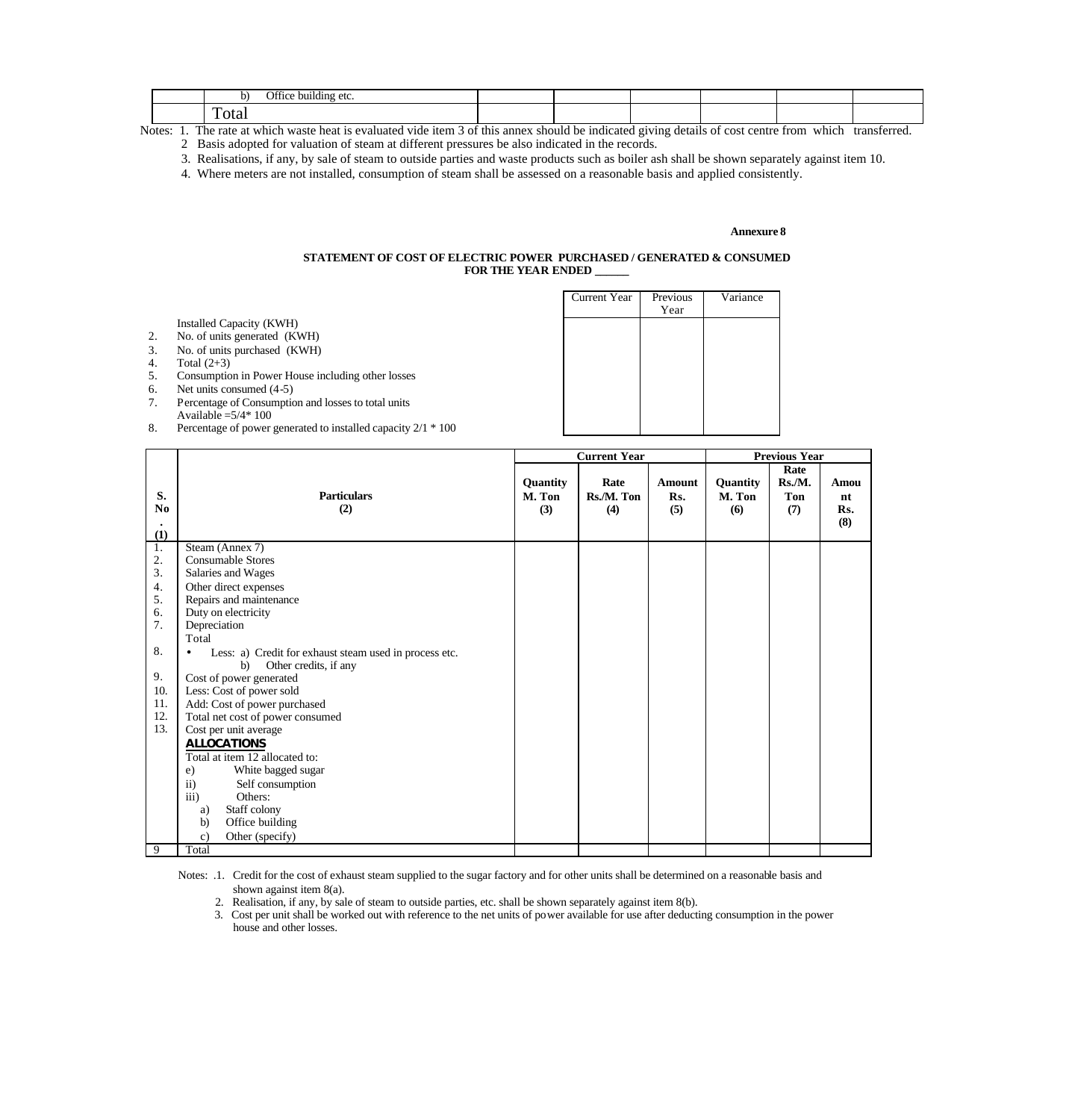| | b) Office building etc. | | | | | | |
|---|---|---|---|---|---|---|---|
| | Total | | | | | | |

Notes: 1. The rate at which waste heat is evaluated vide item 3 of this annex should be indicated giving details of cost centre from which transferred.

2 Basis adopted for valuation of steam at different pressures be also indicated in the records.

3. Realisations, if any, by sale of steam to outside parties and waste products such as boiler ash shall be shown separately against item 10.

4. Where meters are not installed, consumption of steam shall be assessed on a reasonable basis and applied consistently.

**Annexure 8**

**STATEMENT OF COST OF ELECTRIC POWER PURCHASED / GENERATED & CONSUMED FOR THE YEAR ENDED ______**

| | | Current Year | Previous Year | Variance |
|---|---|---|---|---|
| | Installed Capacity (KWH) | | | |
| 2. | No. of units generated (KWH) | | | |
| 3. | No. of units purchased (KWH) | | | |
| 4. | Total (2+3) | | | |
| 5. | Consumption in Power House including other losses | | | |
| 6. | Net units consumed (4-5) | | | |
| 7. | Percentage of Consumption and losses to total units Available =5/4* 100 | | | |
| 8. | Percentage of power generated to installed capacity 2/1 * 100 | | | |

| S. No. (1) | Particulars (2) | Current Year | | | Previous Year | | |
|---|---|---|---|---|---|---|---|
| | | Quantity M. Ton (3) | Rate Rs./M. Ton (4) | Amount Rs. (5) | Quantity M. Ton (6) | Rate Rs./M. Ton (7) | Amount Rs. (8) |
| 1. | Steam (Annex 7) | | | | | | |
| 2. | Consumable Stores | | | | | | |
| 3. | Salaries and Wages | | | | | | |
| 4. | Other direct expenses | | | | | | |
| 5. | Repairs and maintenance | | | | | | |
| 6. | Duty on electricity | | | | | | |
| 7. | Depreciation | | | | | | |
| | Total | | | | | | |
| 8. | • Less: a) Credit for exhaust steam used in process etc. | | | | | | |
| | b) Other credits, if any | | | | | | |
| 9. | Cost of power generated | | | | | | |
| 10. | Less: Cost of power sold | | | | | | |
| 11. | Add: Cost of power purchased | | | | | | |
| 12. | Total net cost of power consumed | | | | | | |
| 13. | Cost per unit average | | | | | | |
| | **ALLOCATIONS** | | | | | | |
| | Total at item 12 allocated to: | | | | | | |
| | e) White bagged sugar | | | | | | |
| | ii) Self consumption | | | | | | |
| | iii) Others: | | | | | | |
| | a) Staff colony | | | | | | |
| | b) Office building | | | | | | |
| | c) Other (specify) | | | | | | |
| 9 | Total | | | | | | |

Notes: .1. Credit for the cost of exhaust steam supplied to the sugar factory and for other units shall be determined on a reasonable basis and shown against item 8(a).

2. Realisation, if any, by sale of steam to outside parties, etc. shall be shown separately against item 8(b).

3. Cost per unit shall be worked out with reference to the net units of power available for use after deducting consumption in the power house and other losses.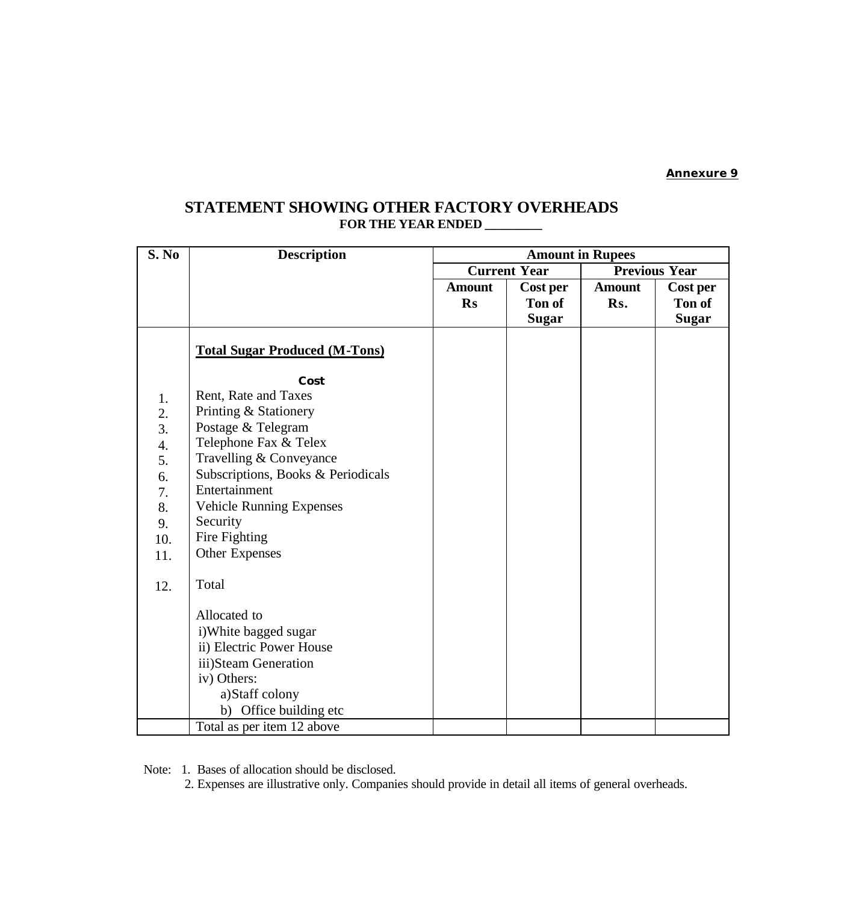**Annexure 9**

# STATEMENT SHOWING OTHER FACTORY OVERHEADS

**FOR THE YEAR ENDED _________**

| S. No | Description | Amount in Rupees | | | |
|---|---|---|---|---|---|
| | | Current Year | | Previous Year | |
| | | Amount Rs | Cost per Ton of Sugar | Amount Rs. | Cost per Ton of Sugar |
| | **Total Sugar Produced (M-Tons)** | | | | |
| | **Cost** | | | | |
| 1. | Rent, Rate and Taxes | | | | |
| 2. | Printing & Stationery | | | | |
| 3. | Postage & Telegram | | | | |
| 4. | Telephone Fax & Telex | | | | |
| 5. | Travelling & Conveyance | | | | |
| 6. | Subscriptions, Books & Periodicals | | | | |
| 7. | Entertainment | | | | |
| 8. | Vehicle Running Expenses | | | | |
| 9. | Security | | | | |
| 10. | Fire Fighting | | | | |
| 11. | Other Expenses | | | | |
| 12. | Total | | | | |
| | Allocated to | | | | |
| | i)White bagged sugar | | | | |
| | ii) Electric Power House | | | | |
| | iii)Steam Generation | | | | |
| | iv) Others: | | | | |
| | a)Staff colony | | | | |
| | b) Office building etc | | | | |
| | Total as per item 12 above | | | | |

Note: 1. Bases of allocation should be disclosed.

2. Expenses are illustrative only. Companies should provide in detail all items of general overheads.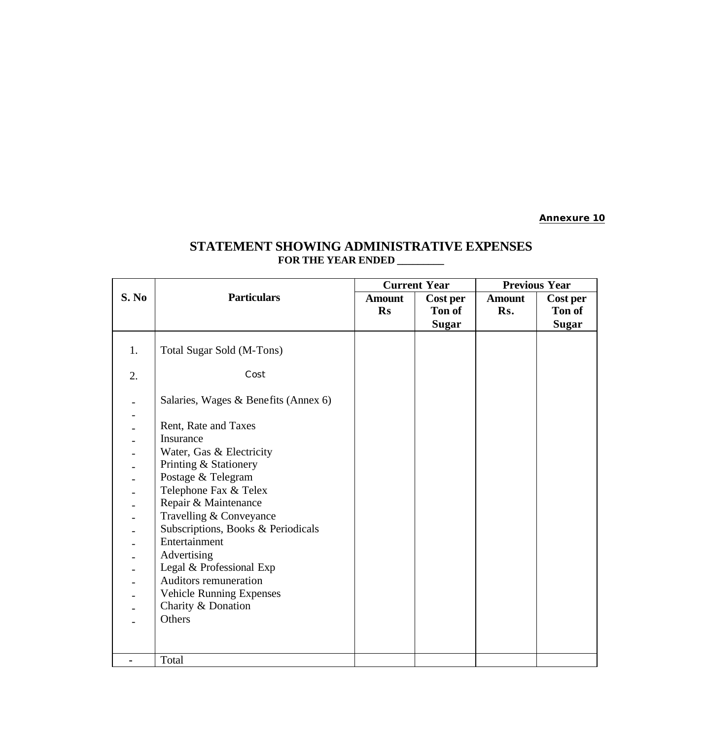**Annexure 10**

# STATEMENT SHOWING ADMINISTRATIVE EXPENSES
## FOR THE YEAR ENDED _________

| S. No | Particulars | Current Year | | Previous Year | |
|---|---|---|---|---|---|
| | | Amount Rs | Cost per Ton of Sugar | Amount Rs. | Cost per Ton of Sugar |
| 1. | Total Sugar Sold (M-Tons) | | | | |
| 2. | Cost | | | | |
| - | Salaries, Wages & Benefits (Annex 6) | | | | |
| - | | | | | |
| - | Rent, Rate and Taxes | | | | |
| - | Insurance | | | | |
| - | Water, Gas & Electricity | | | | |
| - | Printing & Stationery | | | | |
| - | Postage & Telegram | | | | |
| - | Telephone Fax & Telex | | | | |
| - | Repair & Maintenance | | | | |
| - | Travelling & Conveyance | | | | |
| - | Subscriptions, Books & Periodicals | | | | |
| - | Entertainment | | | | |
| - | Advertising | | | | |
| - | Legal & Professional Exp | | | | |
| - | Auditors remuneration | | | | |
| - | Vehicle Running Expenses | | | | |
| - | Charity & Donation | | | | |
| - | Others | | | | |
| - | Total | | | | |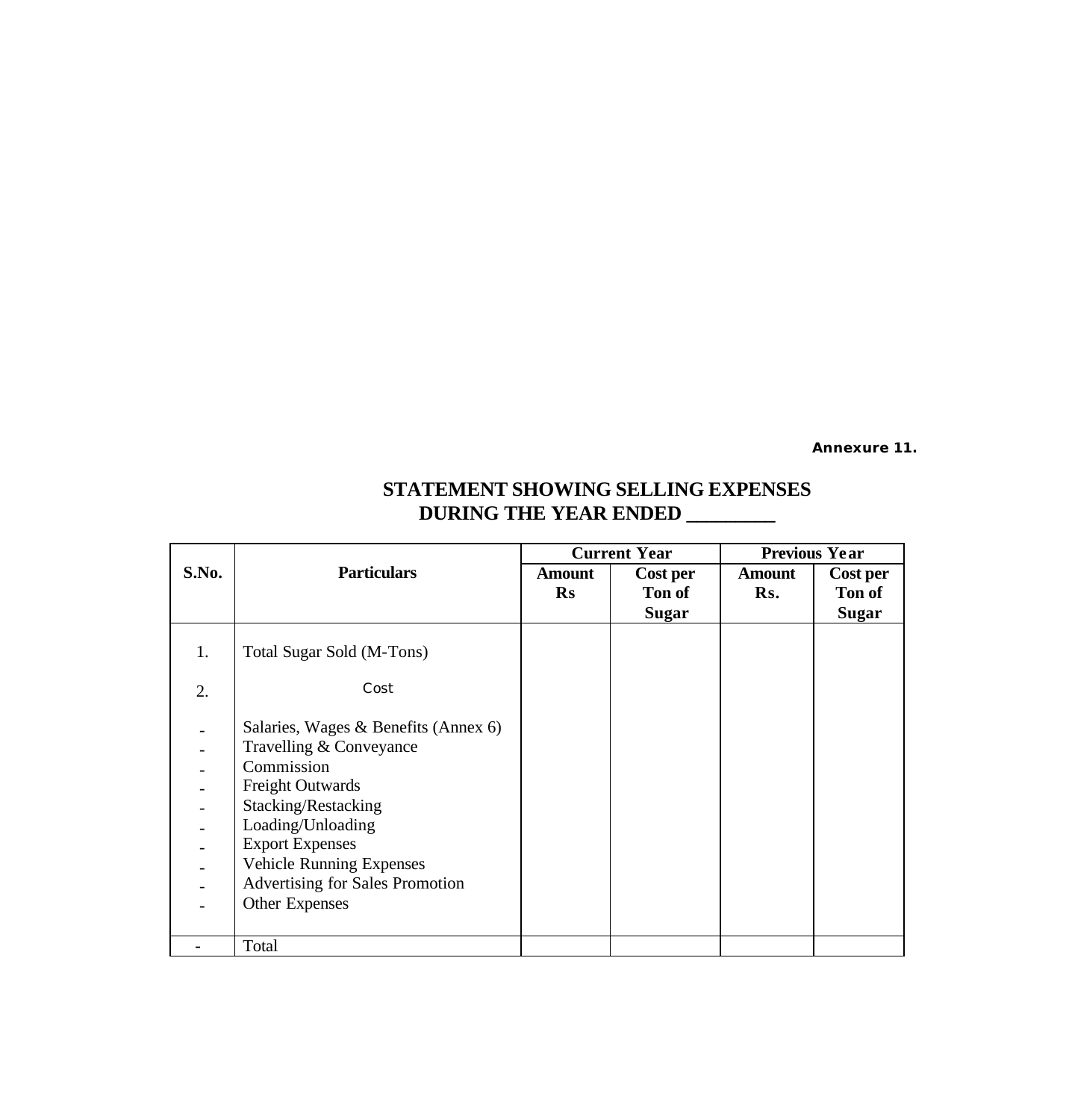**Annexure 11.**

# STATEMENT SHOWING SELLING EXPENSES DURING THE YEAR ENDED _________

| S.No. | Particulars | Current Year | | Previous Year | |
|---|---|---|---|---|---|
| | | Amount Rs | Cost per Ton of Sugar | Amount Rs. | Cost per Ton of Sugar |
| 1. | Total Sugar Sold (M-Tons) | | | | |
| 2. | Cost | | | | |
| - | Salaries, Wages & Benefits (Annex 6) | | | | |
| - | Travelling & Conveyance | | | | |
| - | Commission | | | | |
| - | Freight Outwards | | | | |
| - | Stacking/Restacking | | | | |
| - | Loading/Unloading | | | | |
| - | Export Expenses | | | | |
| - | Vehicle Running Expenses | | | | |
| - | Advertising for Sales Promotion | | | | |
| - | Other Expenses | | | | |
| - | Total | | | | |